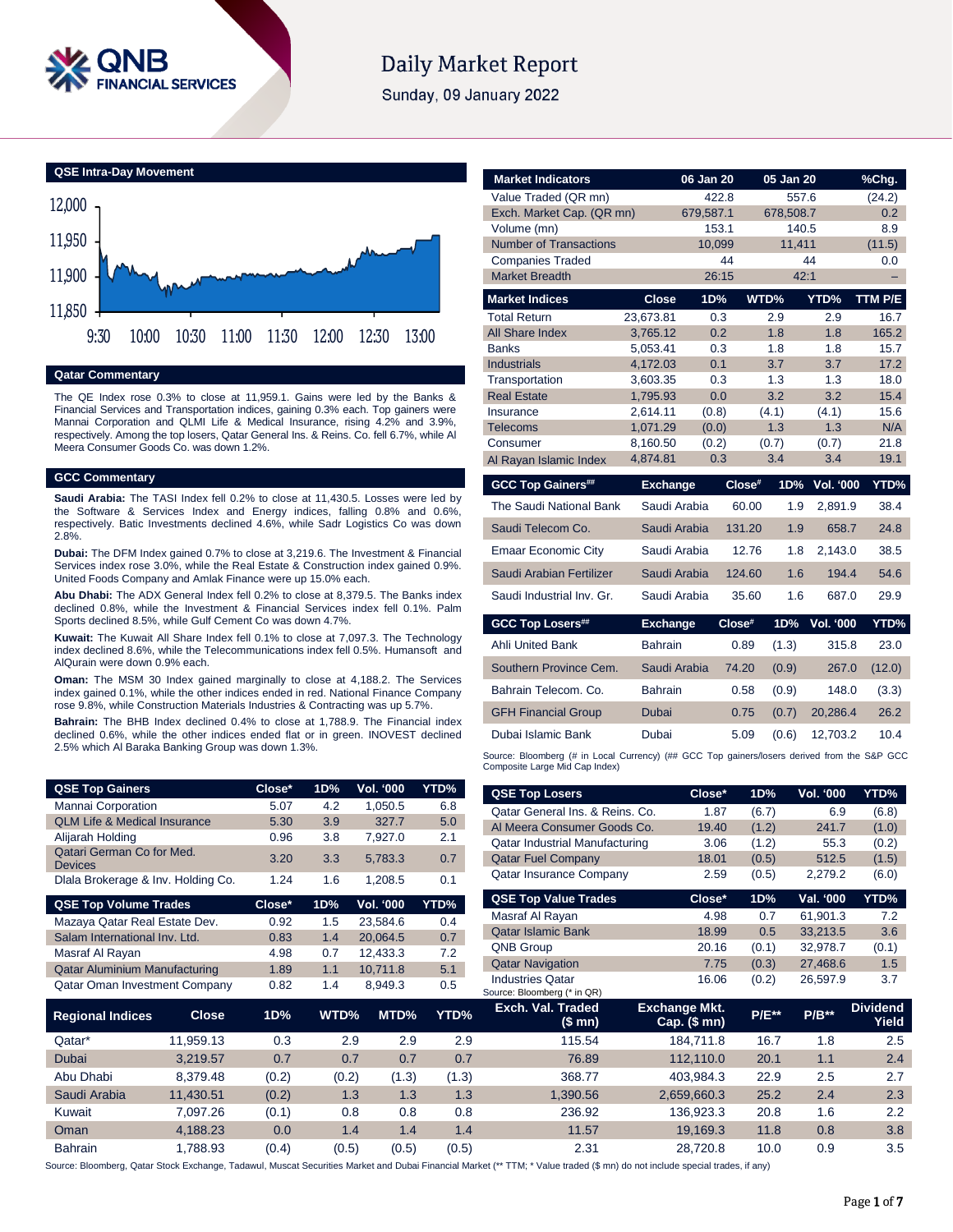# Daily Market Report

Sunday, 09 January 2022

## QSE Intra-Day Movement

## Qatar Commentary

The QE Index rose 0.3% to close at 11,959.1. Gains were led by the Banks & Financial Services and Transportation indices, gaining 0.3% each. Top gainers were Mannai Corporation and QLMI Life & Medical Insurance, rising 4.2% and 3.9%, respectively. Among the top losers, Qatar General Ins. & Reins. Co. fell 6.7%, while Al Meera Consumer Goods Co. was down 1.2%.

## GCC Commentary

**Saudi Arabia:** The TASI Index fell 0.2% to close at 11,430.5. Losses were led by the Software & Services Index and Energy indices, falling 0.8% and 0.6%, respectively. Batic Investments declined 4.6%, while Sadr Logistics Co was down 2.8%.

**Dubai:** The DFM Index gained 0.7% to close at 3,219.6. The Investment & Financial Services index rose 3.0%, while the Real Estate & Construction index gained 0.9%. United Foods Company and Amlak Finance were up 15.0% each.

**Abu Dhabi:** The ADX General Index fell 0.2% to close at 8,379.5. The Banks index declined 0.8%, while the Investment & Financial Services index fell 0.1%. Palm Sports declined 8.5%, while Gulf Cement Co was down 4.7%.

**Kuwait:** The Kuwait All Share Index fell 0.1% to close at 7,097.3. The Technology index declined 8.6%, while the Telecommunications index fell 0.5%. Humansoft and AlQurain were down 0.9% each.

**Oman:** The MSM 30 Index gained marginally to close at 4,188.2. The Services index gained 0.1%, while the other indices ended in red. National Finance Company rose 9.8%, while Construction Materials Industries & Contracting was up 5.7%.

**Bahrain:** The BHB Index declined 0.4% to close at 1,788.9. The Financial index declined 0.6%, while the other indices ended flat or in green. INOVEST declined 2.5% which Al Baraka Banking Group was down 1.3%.

| Market Indicators | 06 Jan 20 | 05 Jan 20 | %Chg. |
|---|---|---|---|
| Value Traded (QR mn) | 422.8 | 557.6 | (24.2) |
| Exch. Market Cap. (QR mn) | 679,587.1 | 678,508.7 | 0.2 |
| Volume (mn) | 153.1 | 140.5 | 8.9 |
| Number of Transactions | 10,099 | 11,411 | (11.5) |
| Companies Traded | 44 | 44 | 0.0 |
| Market Breadth | 26:15 | 42:1 | – |

| Market Indices | Close | 1D% | WTD% | YTD% | TTM P/E |
|---|---|---|---|---|---|
| Total Return | 23,673.81 | 0.3 | 2.9 | 2.9 | 16.7 |
| All Share Index | 3,765.12 | 0.2 | 1.8 | 1.8 | 165.2 |
| Banks | 5,053.41 | 0.3 | 1.8 | 1.8 | 15.7 |
| Industrials | 4,172.03 | 0.1 | 3.7 | 3.7 | 17.2 |
| Transportation | 3,603.35 | 0.3 | 1.3 | 1.3 | 18.0 |
| Real Estate | 1,795.93 | 0.0 | 3.2 | 3.2 | 15.4 |
| Insurance | 2,614.11 | (0.8) | (4.1) | (4.1) | 15.6 |
| Telecoms | 1,071.29 | (0.0) | 1.3 | 1.3 | N/A |
| Consumer | 8,160.50 | (0.2) | (0.7) | (0.7) | 21.8 |
| Al Rayan Islamic Index | 4,874.81 | 0.3 | 3.4 | 3.4 | 19.1 |

| GCC Top Gainers## | Exchange | Close# | 1D% | Vol. '000 | YTD% |
|---|---|---|---|---|---|
| The Saudi National Bank | Saudi Arabia | 60.00 | 1.9 | 2,891.9 | 38.4 |
| Saudi Telecom Co. | Saudi Arabia | 131.20 | 1.9 | 658.7 | 24.8 |
| Emaar Economic City | Saudi Arabia | 12.76 | 1.8 | 2,143.0 | 38.5 |
| Saudi Arabian Fertilizer | Saudi Arabia | 124.60 | 1.6 | 194.4 | 54.6 |
| Saudi Industrial Inv. Gr. | Saudi Arabia | 35.60 | 1.6 | 687.0 | 29.9 |

| GCC Top Losers## | Exchange | Close# | 1D% | Vol. '000 | YTD% |
|---|---|---|---|---|---|
| Ahli United Bank | Bahrain | 0.89 | (1.3) | 315.8 | 23.0 |
| Southern Province Cem. | Saudi Arabia | 74.20 | (0.9) | 267.0 | (12.0) |
| Bahrain Telecom. Co. | Bahrain | 0.58 | (0.9) | 148.0 | (3.3) |
| GFH Financial Group | Dubai | 0.75 | (0.7) | 20,286.4 | 26.2 |
| Dubai Islamic Bank | Dubai | 5.09 | (0.6) | 12,703.2 | 10.4 |

Source: Bloomberg (# in Local Currency) (## GCC Top gainers/losers derived from the S&P GCC Composite Large Mid Cap Index)

| QSE Top Gainers | Close* | 1D% | Vol. '000 | YTD% |
|---|---|---|---|---|
| Mannai Corporation | 5.07 | 4.2 | 1,050.5 | 6.8 |
| QLM Life & Medical Insurance | 5.30 | 3.9 | 327.7 | 5.0 |
| Alijarah Holding | 0.96 | 3.8 | 7,927.0 | 2.1 |
| Qatari German Co for Med. Devices | 3.20 | 3.3 | 5,783.3 | 0.7 |
| Dlala Brokerage & Inv. Holding Co. | 1.24 | 1.6 | 1,208.5 | 0.1 |

| QSE Top Volume Trades | Close* | 1D% | Vol. '000 | YTD% |
|---|---|---|---|---|
| Mazaya Qatar Real Estate Dev. | 0.92 | 1.5 | 23,584.6 | 0.4 |
| Salam International Inv. Ltd. | 0.83 | 1.4 | 20,064.5 | 0.7 |
| Masraf Al Rayan | 4.98 | 0.7 | 12,433.3 | 7.2 |
| Qatar Aluminium Manufacturing | 1.89 | 1.1 | 10,711.8 | 5.1 |
| Qatar Oman Investment Company | 0.82 | 1.4 | 8,949.3 | 0.5 |

| QSE Top Losers | Close* | 1D% | Vol. '000 | YTD% |
|---|---|---|---|---|
| Qatar General Ins. & Reins. Co. | 1.87 | (6.7) | 6.9 | (6.8) |
| Al Meera Consumer Goods Co. | 19.40 | (1.2) | 241.7 | (1.0) |
| Qatar Industrial Manufacturing | 3.06 | (1.2) | 55.3 | (0.2) |
| Qatar Fuel Company | 18.01 | (0.5) | 512.5 | (1.5) |
| Qatar Insurance Company | 2.59 | (0.5) | 2,279.2 | (6.0) |

| QSE Top Value Trades | Close* | 1D% | Val. '000 | YTD% |
|---|---|---|---|---|
| Masraf Al Rayan | 4.98 | 0.7 | 61,901.3 | 7.2 |
| Qatar Islamic Bank | 18.99 | 0.5 | 33,213.5 | 3.6 |
| QNB Group | 20.16 | (0.1) | 32,978.7 | (0.1) |
| Qatar Navigation | 7.75 | (0.3) | 27,468.6 | 1.5 |
| Industries Qatar | 16.06 | (0.2) | 26,597.9 | 3.7 |

Source: Bloomberg (* in QR)

| Regional Indices | Close | 1D% | WTD% | MTD% | YTD% | Exch. Val. Traded ($ mn) | Exchange Mkt. Cap. ($ mn) | P/E** | P/B** | Dividend Yield |
|---|---|---|---|---|---|---|---|---|---|---|
| Qatar* | 11,959.13 | 0.3 | 2.9 | 2.9 | 2.9 | 115.54 | 184,711.8 | 16.7 | 1.8 | 2.5 |
| Dubai | 3,219.57 | 0.7 | 0.7 | 0.7 | 0.7 | 76.89 | 112,110.0 | 20.1 | 1.1 | 2.4 |
| Abu Dhabi | 8,379.48 | (0.2) | (0.2) | (1.3) | (1.3) | 368.77 | 403,984.3 | 22.9 | 2.5 | 2.7 |
| Saudi Arabia | 11,430.51 | (0.2) | 1.3 | 1.3 | 1.3 | 1,390.56 | 2,659,660.3 | 25.2 | 2.4 | 2.3 |
| Kuwait | 7,097.26 | (0.1) | 0.8 | 0.8 | 0.8 | 236.92 | 136,923.3 | 20.8 | 1.6 | 2.2 |
| Oman | 4,188.23 | 0.0 | 1.4 | 1.4 | 1.4 | 11.57 | 19,169.3 | 11.8 | 0.8 | 3.8 |
| Bahrain | 1,788.93 | (0.4) | (0.5) | (0.5) | (0.5) | 2.31 | 28,720.8 | 10.0 | 0.9 | 3.5 |

Source: Bloomberg, Qatar Stock Exchange, Tadawul, Muscat Securities Market and Dubai Financial Market (** TTM; * Value traded ($ mn) do not include special trades, if any)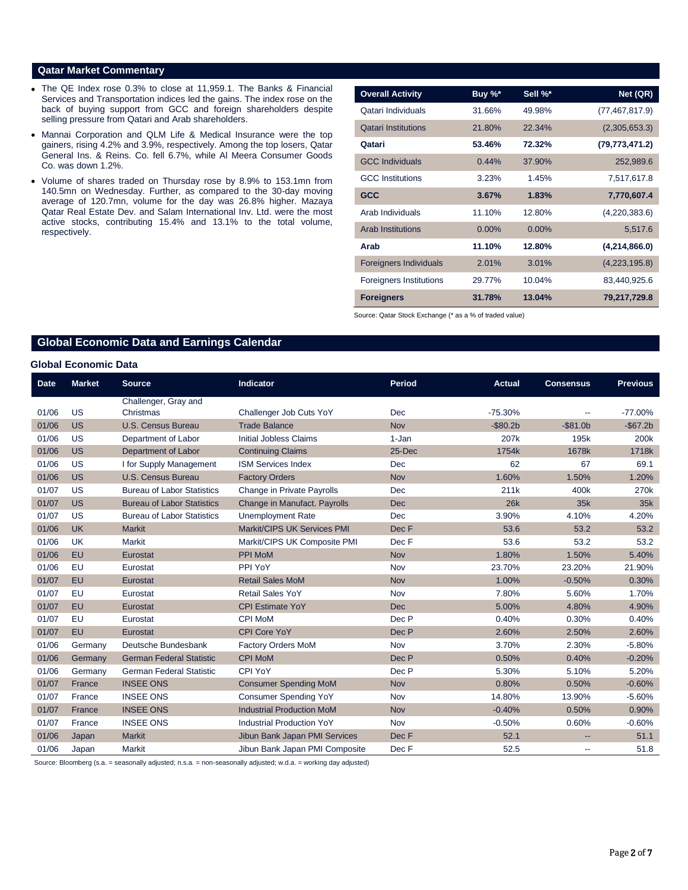## Qatar Market Commentary

- The QE Index rose 0.3% to close at 11,959.1. The Banks & Financial Services and Transportation indices led the gains. The index rose on the back of buying support from GCC and foreign shareholders despite selling pressure from Qatari and Arab shareholders.
- Mannai Corporation and QLM Life & Medical Insurance were the top gainers, rising 4.2% and 3.9%, respectively. Among the top losers, Qatar General Ins. & Reins. Co. fell 6.7%, while Al Meera Consumer Goods Co. was down 1.2%.
- Volume of shares traded on Thursday rose by 8.9% to 153.1mn from 140.5mn on Wednesday. Further, as compared to the 30-day moving average of 120.7mn, volume for the day was 26.8% higher. Mazaya Qatar Real Estate Dev. and Salam International Inv. Ltd. were the most active stocks, contributing 15.4% and 13.1% to the total volume, respectively.

| Overall Activity | Buy %* | Sell %* | Net (QR) |
|---|---|---|---|
| Qatari Individuals | 31.66% | 49.98% | (77,467,817.9) |
| Qatari Institutions | 21.80% | 22.34% | (2,305,653.3) |
| **Qatari** | **53.46%** | **72.32%** | **(79,773,471.2)** |
| GCC Individuals | 0.44% | 37.90% | 252,989.6 |
| GCC Institutions | 3.23% | 1.45% | 7,517,617.8 |
| **GCC** | **3.67%** | **1.83%** | **7,770,607.4** |
| Arab Individuals | 11.10% | 12.80% | (4,220,383.6) |
| Arab Institutions | 0.00% | 0.00% | 5,517.6 |
| **Arab** | **11.10%** | **12.80%** | **(4,214,866.0)** |
| Foreigners Individuals | 2.01% | 3.01% | (4,223,195.8) |
| Foreigners Institutions | 29.77% | 10.04% | 83,440,925.6 |
| **Foreigners** | **31.78%** | **13.04%** | **79,217,729.8** |

Source: Qatar Stock Exchange (* as a % of traded value)

## Global Economic Data and Earnings Calendar

### Global Economic Data

| Date | Market | Source | Indicator | Period | Actual | Consensus | Previous |
|---|---|---|---|---|---|---|---|
| 01/06 | US | Challenger, Gray and Christmas | Challenger Job Cuts YoY | Dec | -75.30% | -- | -77.00% |
| 01/06 | US | U.S. Census Bureau | Trade Balance | Nov | -$80.2b | -$81.0b | -$67.2b |
| 01/06 | US | Department of Labor | Initial Jobless Claims | 1-Jan | 207k | 195k | 200k |
| 01/06 | US | Department of Labor | Continuing Claims | 25-Dec | 1754k | 1678k | 1718k |
| 01/06 | US | I for Supply Management | ISM Services Index | Dec | 62 | 67 | 69.1 |
| 01/06 | US | U.S. Census Bureau | Factory Orders | Nov | 1.60% | 1.50% | 1.20% |
| 01/07 | US | Bureau of Labor Statistics | Change in Private Payrolls | Dec | 211k | 400k | 270k |
| 01/07 | US | Bureau of Labor Statistics | Change in Manufact. Payrolls | Dec | 26k | 35k | 35k |
| 01/07 | US | Bureau of Labor Statistics | Unemployment Rate | Dec | 3.90% | 4.10% | 4.20% |
| 01/06 | UK | Markit | Markit/CIPS UK Services PMI | Dec F | 53.6 | 53.2 | 53.2 |
| 01/06 | UK | Markit | Markit/CIPS UK Composite PMI | Dec F | 53.6 | 53.2 | 53.2 |
| 01/06 | EU | Eurostat | PPI MoM | Nov | 1.80% | 1.50% | 5.40% |
| 01/06 | EU | Eurostat | PPI YoY | Nov | 23.70% | 23.20% | 21.90% |
| 01/07 | EU | Eurostat | Retail Sales MoM | Nov | 1.00% | -0.50% | 0.30% |
| 01/07 | EU | Eurostat | Retail Sales YoY | Nov | 7.80% | 5.60% | 1.70% |
| 01/07 | EU | Eurostat | CPI Estimate YoY | Dec | 5.00% | 4.80% | 4.90% |
| 01/07 | EU | Eurostat | CPI MoM | Dec P | 0.40% | 0.30% | 0.40% |
| 01/07 | EU | Eurostat | CPI Core YoY | Dec P | 2.60% | 2.50% | 2.60% |
| 01/06 | Germany | Deutsche Bundesbank | Factory Orders MoM | Nov | 3.70% | 2.30% | -5.80% |
| 01/06 | Germany | German Federal Statistic | CPI MoM | Dec P | 0.50% | 0.40% | -0.20% |
| 01/06 | Germany | German Federal Statistic | CPI YoY | Dec P | 5.30% | 5.10% | 5.20% |
| 01/07 | France | INSEE ONS | Consumer Spending MoM | Nov | 0.80% | 0.50% | -0.60% |
| 01/07 | France | INSEE ONS | Consumer Spending YoY | Nov | 14.80% | 13.90% | -5.60% |
| 01/07 | France | INSEE ONS | Industrial Production MoM | Nov | -0.40% | 0.50% | 0.90% |
| 01/07 | France | INSEE ONS | Industrial Production YoY | Nov | -0.50% | 0.60% | -0.60% |
| 01/06 | Japan | Markit | Jibun Bank Japan PMI Services | Dec F | 52.1 | -- | 51.1 |
| 01/06 | Japan | Markit | Jibun Bank Japan PMI Composite | Dec F | 52.5 | -- | 51.8 |

Source: Bloomberg (s.a. = seasonally adjusted; n.s.a. = non-seasonally adjusted; w.d.a. = working day adjusted)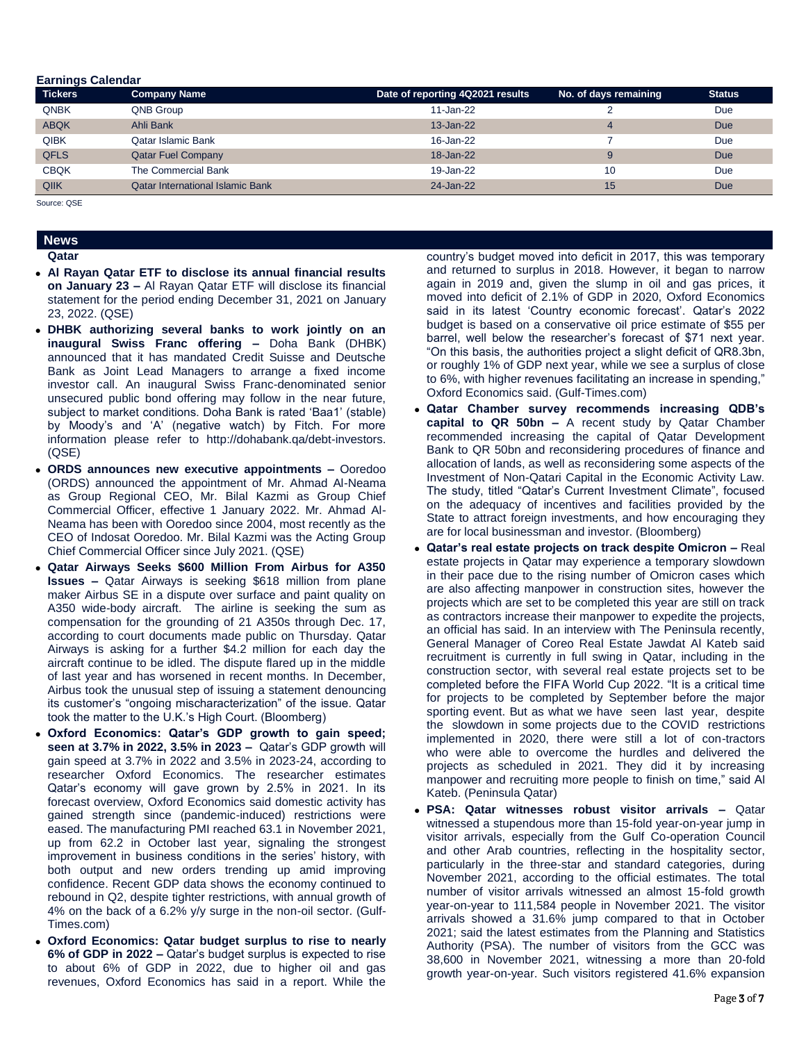**Earnings Calendar**

| Tickers | Company Name | Date of reporting 4Q2021 results | No. of days remaining | Status |
|---|---|---|---|---|
| QNBK | QNB Group | 11-Jan-22 | 2 | Due |
| ABQK | Ahli Bank | 13-Jan-22 | 4 | Due |
| QIBK | Qatar Islamic Bank | 16-Jan-22 | 7 | Due |
| QFLS | Qatar Fuel Company | 18-Jan-22 | 9 | Due |
| CBQK | The Commercial Bank | 19-Jan-22 | 10 | Due |
| QIIK | Qatar International Islamic Bank | 24-Jan-22 | 15 | Due |

Source: QSE

## News

### Qatar

- **Al Rayan Qatar ETF to disclose its annual financial results on January 23 –** Al Rayan Qatar ETF will disclose its financial statement for the period ending December 31, 2021 on January 23, 2022. (QSE)
- **DHBK authorizing several banks to work jointly on an inaugural Swiss Franc offering –** Doha Bank (DHBK) announced that it has mandated Credit Suisse and Deutsche Bank as Joint Lead Managers to arrange a fixed income investor call. An inaugural Swiss Franc-denominated senior unsecured public bond offering may follow in the near future, subject to market conditions. Doha Bank is rated 'Baa1' (stable) by Moody's and 'A' (negative watch) by Fitch. For more information please refer to http://dohabank.qa/debt-investors. (QSE)
- **ORDS announces new executive appointments –** Ooredoo (ORDS) announced the appointment of Mr. Ahmad Al-Neama as Group Regional CEO, Mr. Bilal Kazmi as Group Chief Commercial Officer, effective 1 January 2022. Mr. Ahmad Al-Neama has been with Ooredoo since 2004, most recently as the CEO of Indosat Ooredoo. Mr. Bilal Kazmi was the Acting Group Chief Commercial Officer since July 2021. (QSE)
- **Qatar Airways Seeks $600 Million From Airbus for A350 Issues –** Qatar Airways is seeking $618 million from plane maker Airbus SE in a dispute over surface and paint quality on A350 wide-body aircraft. The airline is seeking the sum as compensation for the grounding of 21 A350s through Dec. 17, according to court documents made public on Thursday. Qatar Airways is asking for a further $4.2 million for each day the aircraft continue to be idled. The dispute flared up in the middle of last year and has worsened in recent months. In December, Airbus took the unusual step of issuing a statement denouncing its customer's "ongoing mischaracterization" of the issue. Qatar took the matter to the U.K.'s High Court. (Bloomberg)
- **Oxford Economics: Qatar's GDP growth to gain speed; seen at 3.7% in 2022, 3.5% in 2023 –** Qatar's GDP growth will gain speed at 3.7% in 2022 and 3.5% in 2023-24, according to researcher Oxford Economics. The researcher estimates Qatar's economy will gave grown by 2.5% in 2021. In its forecast overview, Oxford Economics said domestic activity has gained strength since (pandemic-induced) restrictions were eased. The manufacturing PMI reached 63.1 in November 2021, up from 62.2 in October last year, signaling the strongest improvement in business conditions in the series' history, with both output and new orders trending up amid improving confidence. Recent GDP data shows the economy continued to rebound in Q2, despite tighter restrictions, with annual growth of 4% on the back of a 6.2% y/y surge in the non-oil sector. (Gulf-Times.com)
- **Oxford Economics: Qatar budget surplus to rise to nearly 6% of GDP in 2022 –** Qatar's budget surplus is expected to rise to about 6% of GDP in 2022, due to higher oil and gas revenues, Oxford Economics has said in a report. While the country's budget moved into deficit in 2017, this was temporary and returned to surplus in 2018. However, it began to narrow again in 2019 and, given the slump in oil and gas prices, it moved into deficit of 2.1% of GDP in 2020, Oxford Economics said in its latest 'Country economic forecast'. Qatar's 2022 budget is based on a conservative oil price estimate of $55 per barrel, well below the researcher's forecast of $71 next year. "On this basis, the authorities project a slight deficit of QR8.3bn, or roughly 1% of GDP next year, while we see a surplus of close to 6%, with higher revenues facilitating an increase in spending," Oxford Economics said. (Gulf-Times.com)
- **Qatar Chamber survey recommends increasing QDB's capital to QR 50bn –** A recent study by Qatar Chamber recommended increasing the capital of Qatar Development Bank to QR 50bn and reconsidering procedures of finance and allocation of lands, as well as reconsidering some aspects of the Investment of Non-Qatari Capital in the Economic Activity Law. The study, titled "Qatar's Current Investment Climate", focused on the adequacy of incentives and facilities provided by the State to attract foreign investments, and how encouraging they are for local businessman and investor. (Bloomberg)
- **Qatar's real estate projects on track despite Omicron –** Real estate projects in Qatar may experience a temporary slowdown in their pace due to the rising number of Omicron cases which are also affecting manpower in construction sites, however the projects which are set to be completed this year are still on track as contractors increase their manpower to expedite the projects, an official has said. In an interview with The Peninsula recently, General Manager of Coreo Real Estate Jawdat Al Kateb said recruitment is currently in full swing in Qatar, including in the construction sector, with several real estate projects set to be completed before the FIFA World Cup 2022. "It is a critical time for projects to be completed by September before the major sporting event. But as what we have seen last year, despite the slowdown in some projects due to the COVID restrictions implemented in 2020, there were still a lot of con-tractors who were able to overcome the hurdles and delivered the projects as scheduled in 2021. They did it by increasing manpower and recruiting more people to finish on time," said Al Kateb. (Peninsula Qatar)
- **PSA: Qatar witnesses robust visitor arrivals –** Qatar witnessed a stupendous more than 15-fold year-on-year jump in visitor arrivals, especially from the Gulf Co-operation Council and other Arab countries, reflecting in the hospitality sector, particularly in the three-star and standard categories, during November 2021, according to the official estimates. The total number of visitor arrivals witnessed an almost 15-fold growth year-on-year to 111,584 people in November 2021. The visitor arrivals showed a 31.6% jump compared to that in October 2021; said the latest estimates from the Planning and Statistics Authority (PSA). The number of visitors from the GCC was 38,600 in November 2021, witnessing a more than 20-fold growth year-on-year. Such visitors registered 41.6% expansion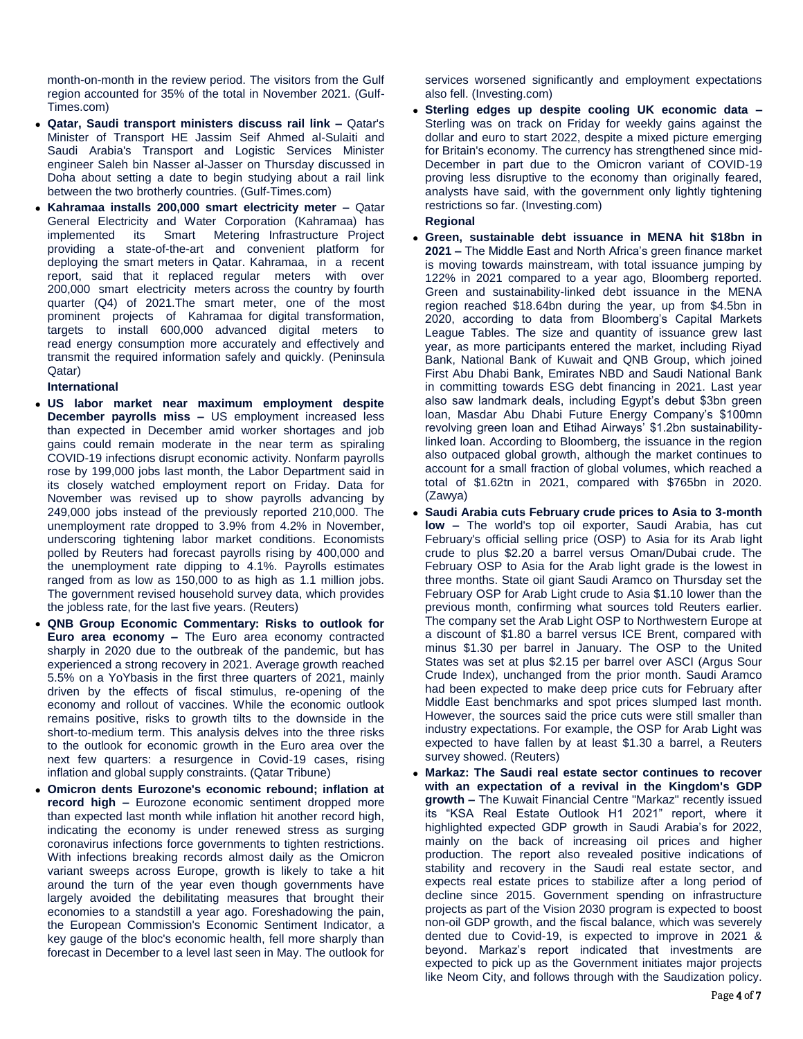month-on-month in the review period. The visitors from the Gulf region accounted for 35% of the total in November 2021. (Gulf-Times.com)

- **Qatar, Saudi transport ministers discuss rail link –** Qatar's Minister of Transport HE Jassim Seif Ahmed al-Sulaiti and Saudi Arabia's Transport and Logistic Services Minister engineer Saleh bin Nasser al-Jasser on Thursday discussed in Doha about setting a date to begin studying about a rail link between the two brotherly countries. (Gulf-Times.com)
- **Kahramaa installs 200,000 smart electricity meter –** Qatar General Electricity and Water Corporation (Kahramaa) has implemented its Smart Metering Infrastructure Project providing a state-of-the-art and convenient platform for deploying the smart meters in Qatar. Kahramaa, in a recent report, said that it replaced regular meters with over 200,000 smart electricity meters across the country by fourth quarter (Q4) of 2021.The smart meter, one of the most prominent projects of Kahramaa for digital transformation, targets to install 600,000 advanced digital meters to read energy consumption more accurately and effectively and transmit the required information safely and quickly. (Peninsula Qatar)

**International**

- **US labor market near maximum employment despite December payrolls miss –** US employment increased less than expected in December amid worker shortages and job gains could remain moderate in the near term as spiraling COVID-19 infections disrupt economic activity. Nonfarm payrolls rose by 199,000 jobs last month, the Labor Department said in its closely watched employment report on Friday. Data for November was revised up to show payrolls advancing by 249,000 jobs instead of the previously reported 210,000. The unemployment rate dropped to 3.9% from 4.2% in November, underscoring tightening labor market conditions. Economists polled by Reuters had forecast payrolls rising by 400,000 and the unemployment rate dipping to 4.1%. Payrolls estimates ranged from as low as 150,000 to as high as 1.1 million jobs. The government revised household survey data, which provides the jobless rate, for the last five years. (Reuters)
- **QNB Group Economic Commentary: Risks to outlook for Euro area economy –** The Euro area economy contracted sharply in 2020 due to the outbreak of the pandemic, but has experienced a strong recovery in 2021. Average growth reached 5.5% on a YoYbasis in the first three quarters of 2021, mainly driven by the effects of fiscal stimulus, re-opening of the economy and rollout of vaccines. While the economic outlook remains positive, risks to growth tilts to the downside in the short-to-medium term. This analysis delves into the three risks to the outlook for economic growth in the Euro area over the next few quarters: a resurgence in Covid-19 cases, rising inflation and global supply constraints. (Qatar Tribune)
- **Omicron dents Eurozone's economic rebound; inflation at record high –** Eurozone economic sentiment dropped more than expected last month while inflation hit another record high, indicating the economy is under renewed stress as surging coronavirus infections force governments to tighten restrictions. With infections breaking records almost daily as the Omicron variant sweeps across Europe, growth is likely to take a hit around the turn of the year even though governments have largely avoided the debilitating measures that brought their economies to a standstill a year ago. Foreshadowing the pain, the European Commission's Economic Sentiment Indicator, a key gauge of the bloc's economic health, fell more sharply than forecast in December to a level last seen in May. The outlook for services worsened significantly and employment expectations also fell. (Investing.com)
- **Sterling edges up despite cooling UK economic data –** Sterling was on track on Friday for weekly gains against the dollar and euro to start 2022, despite a mixed picture emerging for Britain's economy. The currency has strengthened since mid-December in part due to the Omicron variant of COVID-19 proving less disruptive to the economy than originally feared, analysts have said, with the government only lightly tightening restrictions so far. (Investing.com)

**Regional**

- **Green, sustainable debt issuance in MENA hit $18bn in 2021 –** The Middle East and North Africa's green finance market is moving towards mainstream, with total issuance jumping by 122% in 2021 compared to a year ago, Bloomberg reported. Green and sustainability-linked debt issuance in the MENA region reached $18.64bn during the year, up from $4.5bn in 2020, according to data from Bloomberg's Capital Markets League Tables. The size and quantity of issuance grew last year, as more participants entered the market, including Riyad Bank, National Bank of Kuwait and QNB Group, which joined First Abu Dhabi Bank, Emirates NBD and Saudi National Bank in committing towards ESG debt financing in 2021. Last year also saw landmark deals, including Egypt's debut $3bn green loan, Masdar Abu Dhabi Future Energy Company's $100mn revolving green loan and Etihad Airways' $1.2bn sustainability-linked loan. According to Bloomberg, the issuance in the region also outpaced global growth, although the market continues to account for a small fraction of global volumes, which reached a total of $1.62tn in 2021, compared with $765bn in 2020. (Zawya)
- **Saudi Arabia cuts February crude prices to Asia to 3-month low –** The world's top oil exporter, Saudi Arabia, has cut February's official selling price (OSP) to Asia for its Arab light crude to plus $2.20 a barrel versus Oman/Dubai crude. The February OSP to Asia for the Arab light grade is the lowest in three months. State oil giant Saudi Aramco on Thursday set the February OSP for Arab Light crude to Asia $1.10 lower than the previous month, confirming what sources told Reuters earlier. The company set the Arab Light OSP to Northwestern Europe at a discount of $1.80 a barrel versus ICE Brent, compared with minus $1.30 per barrel in January. The OSP to the United States was set at plus $2.15 per barrel over ASCI (Argus Sour Crude Index), unchanged from the prior month. Saudi Aramco had been expected to make deep price cuts for February after Middle East benchmarks and spot prices slumped last month. However, the sources said the price cuts were still smaller than industry expectations. For example, the OSP for Arab Light was expected to have fallen by at least $1.30 a barrel, a Reuters survey showed. (Reuters)
- **Markaz: The Saudi real estate sector continues to recover with an expectation of a revival in the Kingdom's GDP growth –** The Kuwait Financial Centre "Markaz" recently issued its "KSA Real Estate Outlook H1 2021" report, where it highlighted expected GDP growth in Saudi Arabia's for 2022, mainly on the back of increasing oil prices and higher production. The report also revealed positive indications of stability and recovery in the Saudi real estate sector, and expects real estate prices to stabilize after a long period of decline since 2015. Government spending on infrastructure projects as part of the Vision 2030 program is expected to boost non-oil GDP growth, and the fiscal balance, which was severely dented due to Covid-19, is expected to improve in 2021 & beyond. Markaz's report indicated that investments are expected to pick up as the Government initiates major projects like Neom City, and follows through with the Saudization policy.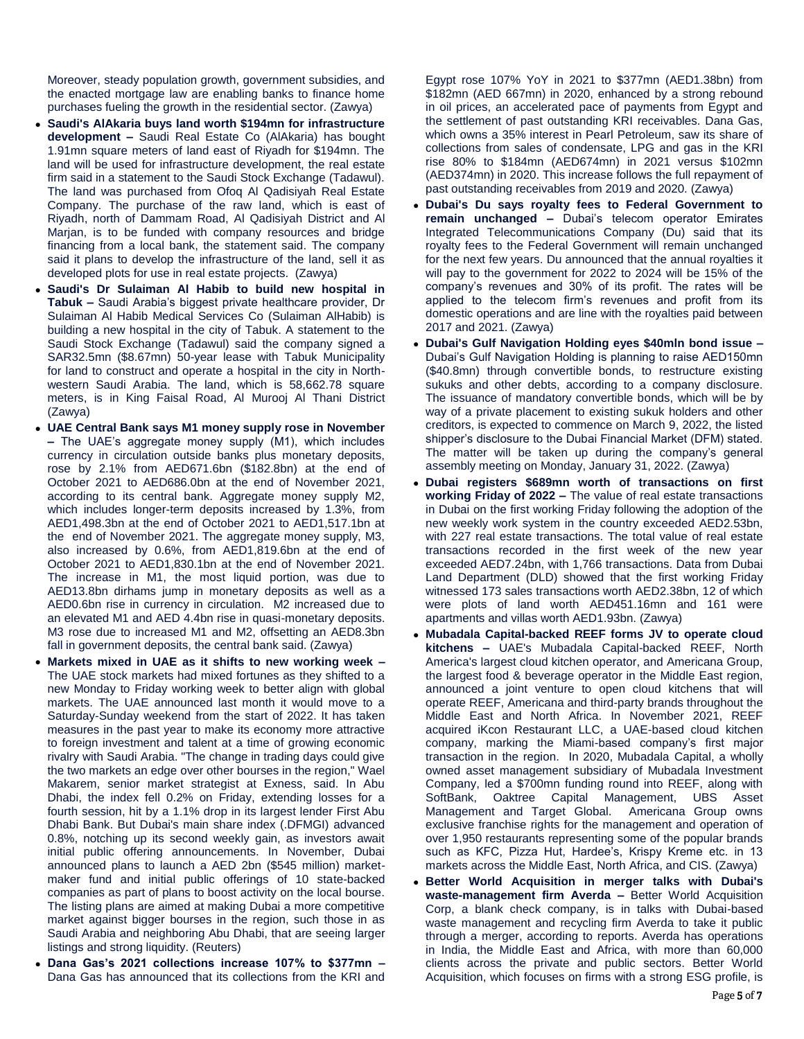Moreover, steady population growth, government subsidies, and the enacted mortgage law are enabling banks to finance home purchases fueling the growth in the residential sector. (Zawya)

- **Saudi's AlAkaria buys land worth $194mn for infrastructure development –** Saudi Real Estate Co (AlAkaria) has bought 1.91mn square meters of land east of Riyadh for $194mn. The land will be used for infrastructure development, the real estate firm said in a statement to the Saudi Stock Exchange (Tadawul). The land was purchased from Ofoq Al Qadisiyah Real Estate Company. The purchase of the raw land, which is east of Riyadh, north of Dammam Road, Al Qadisiyah District and Al Marjan, is to be funded with company resources and bridge financing from a local bank, the statement said. The company said it plans to develop the infrastructure of the land, sell it as developed plots for use in real estate projects. (Zawya)
- **Saudi's Dr Sulaiman Al Habib to build new hospital in Tabuk –** Saudi Arabia's biggest private healthcare provider, Dr Sulaiman Al Habib Medical Services Co (Sulaiman AlHabib) is building a new hospital in the city of Tabuk. A statement to the Saudi Stock Exchange (Tadawul) said the company signed a SAR32.5mn ($8.67mn) 50-year lease with Tabuk Municipality for land to construct and operate a hospital in the city in North-western Saudi Arabia. The land, which is 58,662.78 square meters, is in King Faisal Road, Al Murooj Al Thani District (Zawya)
- **UAE Central Bank says M1 money supply rose in November –** The UAE's aggregate money supply (M1), which includes currency in circulation outside banks plus monetary deposits, rose by 2.1% from AED671.6bn ($182.8bn) at the end of October 2021 to AED686.0bn at the end of November 2021, according to its central bank. Aggregate money supply M2, which includes longer-term deposits increased by 1.3%, from AED1,498.3bn at the end of October 2021 to AED1,517.1bn at the end of November 2021. The aggregate money supply, M3, also increased by 0.6%, from AED1,819.6bn at the end of October 2021 to AED1,830.1bn at the end of November 2021. The increase in M1, the most liquid portion, was due to AED13.8bn dirhams jump in monetary deposits as well as a AED0.6bn rise in currency in circulation. M2 increased due to an elevated M1 and AED 4.4bn rise in quasi-monetary deposits. M3 rose due to increased M1 and M2, offsetting an AED8.3bn fall in government deposits, the central bank said. (Zawya)
- **Markets mixed in UAE as it shifts to new working week –** The UAE stock markets had mixed fortunes as they shifted to a new Monday to Friday working week to better align with global markets. The UAE announced last month it would move to a Saturday-Sunday weekend from the start of 2022. It has taken measures in the past year to make its economy more attractive to foreign investment and talent at a time of growing economic rivalry with Saudi Arabia. "The change in trading days could give the two markets an edge over other bourses in the region," Wael Makarem, senior market strategist at Exness, said. In Abu Dhabi, the index fell 0.2% on Friday, extending losses for a fourth session, hit by a 1.1% drop in its largest lender First Abu Dhabi Bank. But Dubai's main share index (.DFMGI) advanced 0.8%, notching up its second weekly gain, as investors await initial public offering announcements. In November, Dubai announced plans to launch a AED 2bn ($545 million) market-maker fund and initial public offerings of 10 state-backed companies as part of plans to boost activity on the local bourse. The listing plans are aimed at making Dubai a more competitive market against bigger bourses in the region, such those in as Saudi Arabia and neighboring Abu Dhabi, that are seeing larger listings and strong liquidity. (Reuters)
- **Dana Gas's 2021 collections increase 107% to $377mn –** Dana Gas has announced that its collections from the KRI and Egypt rose 107% YoY in 2021 to $377mn (AED1.38bn) from $182mn (AED 667mn) in 2020, enhanced by a strong rebound in oil prices, an accelerated pace of payments from Egypt and the settlement of past outstanding KRI receivables. Dana Gas, which owns a 35% interest in Pearl Petroleum, saw its share of collections from sales of condensate, LPG and gas in the KRI rise 80% to $184mn (AED674mn) in 2021 versus $102mn (AED374mn) in 2020. This increase follows the full repayment of past outstanding receivables from 2019 and 2020. (Zawya)
- **Dubai's Du says royalty fees to Federal Government to remain unchanged –** Dubai's telecom operator Emirates Integrated Telecommunications Company (Du) said that its royalty fees to the Federal Government will remain unchanged for the next few years. Du announced that the annual royalties it will pay to the government for 2022 to 2024 will be 15% of the company's revenues and 30% of its profit. The rates will be applied to the telecom firm's revenues and profit from its domestic operations and are line with the royalties paid between 2017 and 2021. (Zawya)
- **Dubai's Gulf Navigation Holding eyes $40mln bond issue –** Dubai's Gulf Navigation Holding is planning to raise AED150mn ($40.8mn) through convertible bonds, to restructure existing sukuks and other debts, according to a company disclosure. The issuance of mandatory convertible bonds, which will be by way of a private placement to existing sukuk holders and other creditors, is expected to commence on March 9, 2022, the listed shipper's disclosure to the Dubai Financial Market (DFM) stated. The matter will be taken up during the company's general assembly meeting on Monday, January 31, 2022. (Zawya)
- **Dubai registers $689mn worth of transactions on first working Friday of 2022 –** The value of real estate transactions in Dubai on the first working Friday following the adoption of the new weekly work system in the country exceeded AED2.53bn, with 227 real estate transactions. The total value of real estate transactions recorded in the first week of the new year exceeded AED7.24bn, with 1,766 transactions. Data from Dubai Land Department (DLD) showed that the first working Friday witnessed 173 sales transactions worth AED2.38bn, 12 of which were plots of land worth AED451.16mn and 161 were apartments and villas worth AED1.93bn. (Zawya)
- **Mubadala Capital-backed REEF forms JV to operate cloud kitchens –** UAE's Mubadala Capital-backed REEF, North America's largest cloud kitchen operator, and Americana Group, the largest food & beverage operator in the Middle East region, announced a joint venture to open cloud kitchens that will operate REEF, Americana and third-party brands throughout the Middle East and North Africa. In November 2021, REEF acquired iKcon Restaurant LLC, a UAE-based cloud kitchen company, marking the Miami-based company's first major transaction in the region. In 2020, Mubadala Capital, a wholly owned asset management subsidiary of Mubadala Investment Company, led a $700mn funding round into REEF, along with SoftBank, Oaktree Capital Management, UBS Asset Management and Target Global. Americana Group owns exclusive franchise rights for the management and operation of over 1,950 restaurants representing some of the popular brands such as KFC, Pizza Hut, Hardee's, Krispy Kreme etc. in 13 markets across the Middle East, North Africa, and CIS. (Zawya)
- **Better World Acquisition in merger talks with Dubai's waste-management firm Averda –** Better World Acquisition Corp, a blank check company, is in talks with Dubai-based waste management and recycling firm Averda to take it public through a merger, according to reports. Averda has operations in India, the Middle East and Africa, with more than 60,000 clients across the private and public sectors. Better World Acquisition, which focuses on firms with a strong ESG profile, is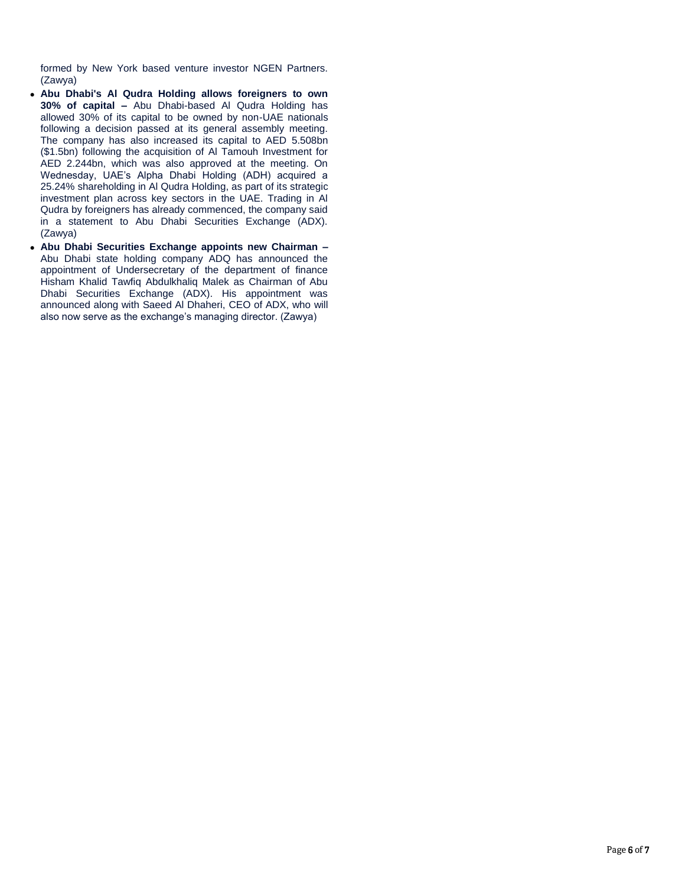formed by New York based venture investor NGEN Partners. (Zawya)

- **Abu Dhabi's Al Qudra Holding allows foreigners to own 30% of capital –** Abu Dhabi-based Al Qudra Holding has allowed 30% of its capital to be owned by non-UAE nationals following a decision passed at its general assembly meeting. The company has also increased its capital to AED 5.508bn ($1.5bn) following the acquisition of Al Tamouh Investment for AED 2.244bn, which was also approved at the meeting. On Wednesday, UAE's Alpha Dhabi Holding (ADH) acquired a 25.24% shareholding in Al Qudra Holding, as part of its strategic investment plan across key sectors in the UAE. Trading in Al Qudra by foreigners has already commenced, the company said in a statement to Abu Dhabi Securities Exchange (ADX). (Zawya)
- **Abu Dhabi Securities Exchange appoints new Chairman –** Abu Dhabi state holding company ADQ has announced the appointment of Undersecretary of the department of finance Hisham Khalid Tawfiq Abdulkhaliq Malek as Chairman of Abu Dhabi Securities Exchange (ADX). His appointment was announced along with Saeed Al Dhaheri, CEO of ADX, who will also now serve as the exchange's managing director. (Zawya)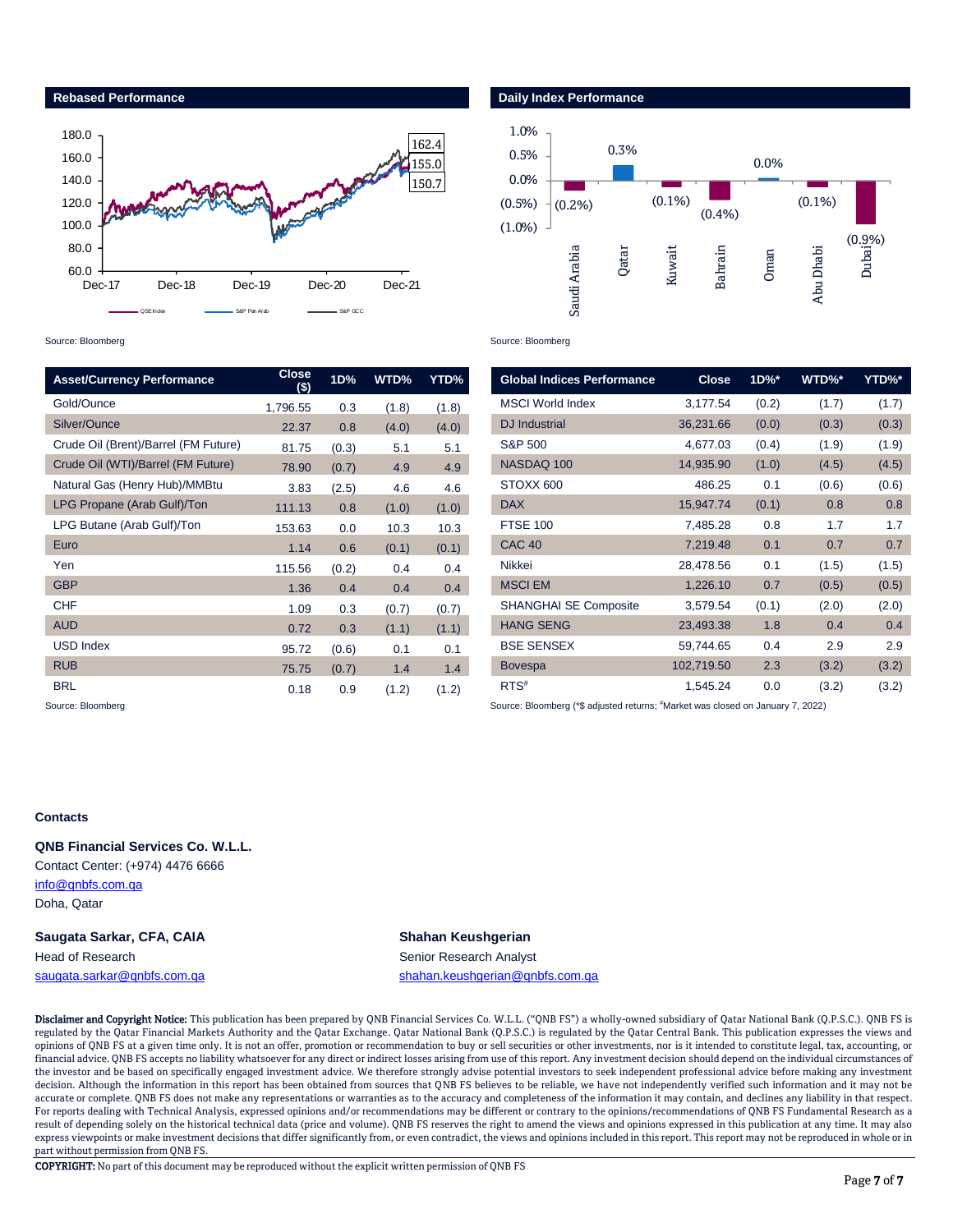## Rebased Performance

180.0
160.0
140.0
120.0
100.0
80.0
60.0

Dec-17 Dec-18 Dec-19 Dec-20 Dec-21

162.4
155.0
150.7

QSE Index S&P Pan Arab S&P GCC

Source: Bloomberg

## Daily Index Performance

1.0%
0.5%
0.0%
(0.5%)
(1.0%)

(0.2%) 0.3% (0.1%) (0.4%) 0.0% (0.1%) (0.9%)

Saudi Arabia Qatar Kuwait Bahrain Oman Abu Dhabi Dubai

Source: Bloomberg

| Asset/Currency Performance | Close ($) | 1D% | WTD% | YTD% |
|---|---|---|---|---|
| Gold/Ounce | 1,796.55 | 0.3 | (1.8) | (1.8) |
| Silver/Ounce | 22.37 | 0.8 | (4.0) | (4.0) |
| Crude Oil (Brent)/Barrel (FM Future) | 81.75 | (0.3) | 5.1 | 5.1 |
| Crude Oil (WTI)/Barrel (FM Future) | 78.90 | (0.7) | 4.9 | 4.9 |
| Natural Gas (Henry Hub)/MMBtu | 3.83 | (2.5) | 4.6 | 4.6 |
| LPG Propane (Arab Gulf)/Ton | 111.13 | 0.8 | (1.0) | (1.0) |
| LPG Butane (Arab Gulf)/Ton | 153.63 | 0.0 | 10.3 | 10.3 |
| Euro | 1.14 | 0.6 | (0.1) | (0.1) |
| Yen | 115.56 | (0.2) | 0.4 | 0.4 |
| GBP | 1.36 | 0.4 | 0.4 | 0.4 |
| CHF | 1.09 | 0.3 | (0.7) | (0.7) |
| AUD | 0.72 | 0.3 | (1.1) | (1.1) |
| USD Index | 95.72 | (0.6) | 0.1 | 0.1 |
| RUB | 75.75 | (0.7) | 1.4 | 1.4 |
| BRL | 0.18 | 0.9 | (1.2) | (1.2) |

Source: Bloomberg

| Global Indices Performance | Close | 1D%* | WTD%* | YTD%* |
|---|---|---|---|---|
| MSCI World Index | 3,177.54 | (0.2) | (1.7) | (1.7) |
| DJ Industrial | 36,231.66 | (0.0) | (0.3) | (0.3) |
| S&P 500 | 4,677.03 | (0.4) | (1.9) | (1.9) |
| NASDAQ 100 | 14,935.90 | (1.0) | (4.5) | (4.5) |
| STOXX 600 | 486.25 | 0.1 | (0.6) | (0.6) |
| DAX | 15,947.74 | (0.1) | 0.8 | 0.8 |
| FTSE 100 | 7,485.28 | 0.8 | 1.7 | 1.7 |
| CAC 40 | 7,219.48 | 0.1 | 0.7 | 0.7 |
| Nikkei | 28,478.56 | 0.1 | (1.5) | (1.5) |
| MSCI EM | 1,226.10 | 0.7 | (0.5) | (0.5) |
| SHANGHAI SE Composite | 3,579.54 | (0.1) | (2.0) | (2.0) |
| HANG SENG | 23,493.38 | 1.8 | 0.4 | 0.4 |
| BSE SENSEX | 59,744.65 | 0.4 | 2.9 | 2.9 |
| Bovespa | 102,719.50 | 2.3 | (3.2) | (3.2) |
| RTS# | 1,545.24 | 0.0 | (3.2) | (3.2) |

Source: Bloomberg (*$ adjusted returns; #Market was closed on January 7, 2022)

### Contacts

**QNB Financial Services Co. W.L.L.**
Contact Center: (+974) 4476 6666
info@qnbfs.com.qa
Doha, Qatar

**Saugata Sarkar, CFA, CAIA**
Head of Research
saugata.sarkar@qnbfs.com.qa

**Shahan Keushgerian**
Senior Research Analyst
shahan.keushgerian@qnbfs.com.qa

**Disclaimer and Copyright Notice:** This publication has been prepared by QNB Financial Services Co. W.L.L. ("QNB FS") a wholly-owned subsidiary of Qatar National Bank (Q.P.S.C.). QNB FS is regulated by the Qatar Financial Markets Authority and the Qatar Exchange. Qatar National Bank (Q.P.S.C.) is regulated by the Qatar Central Bank. This publication expresses the views and opinions of QNB FS at a given time only. It is not an offer, promotion or recommendation to buy or sell securities or other investments, nor is it intended to constitute legal, tax, accounting, or financial advice. QNB FS accepts no liability whatsoever for any direct or indirect losses arising from use of this report. Any investment decision should depend on the individual circumstances of the investor and be based on specifically engaged investment advice. We therefore strongly advise potential investors to seek independent professional advice before making any investment decision. Although the information in this report has been obtained from sources that QNB FS believes to be reliable, we have not independently verified such information and it may not be accurate or complete. QNB FS does not make any representations or warranties as to the accuracy and completeness of the information it may contain, and declines any liability in that respect. For reports dealing with Technical Analysis, expressed opinions and/or recommendations may be different or contrary to the opinions/recommendations of QNB FS Fundamental Research as a result of depending solely on the historical technical data (price and volume). QNB FS reserves the right to amend the views and opinions expressed in this publication at any time. It may also express viewpoints or make investment decisions that differ significantly from, or even contradict, the views and opinions included in this report. This report may not be reproduced in whole or in part without permission from QNB FS.

**COPYRIGHT:** No part of this document may be reproduced without the explicit written permission of QNB FS